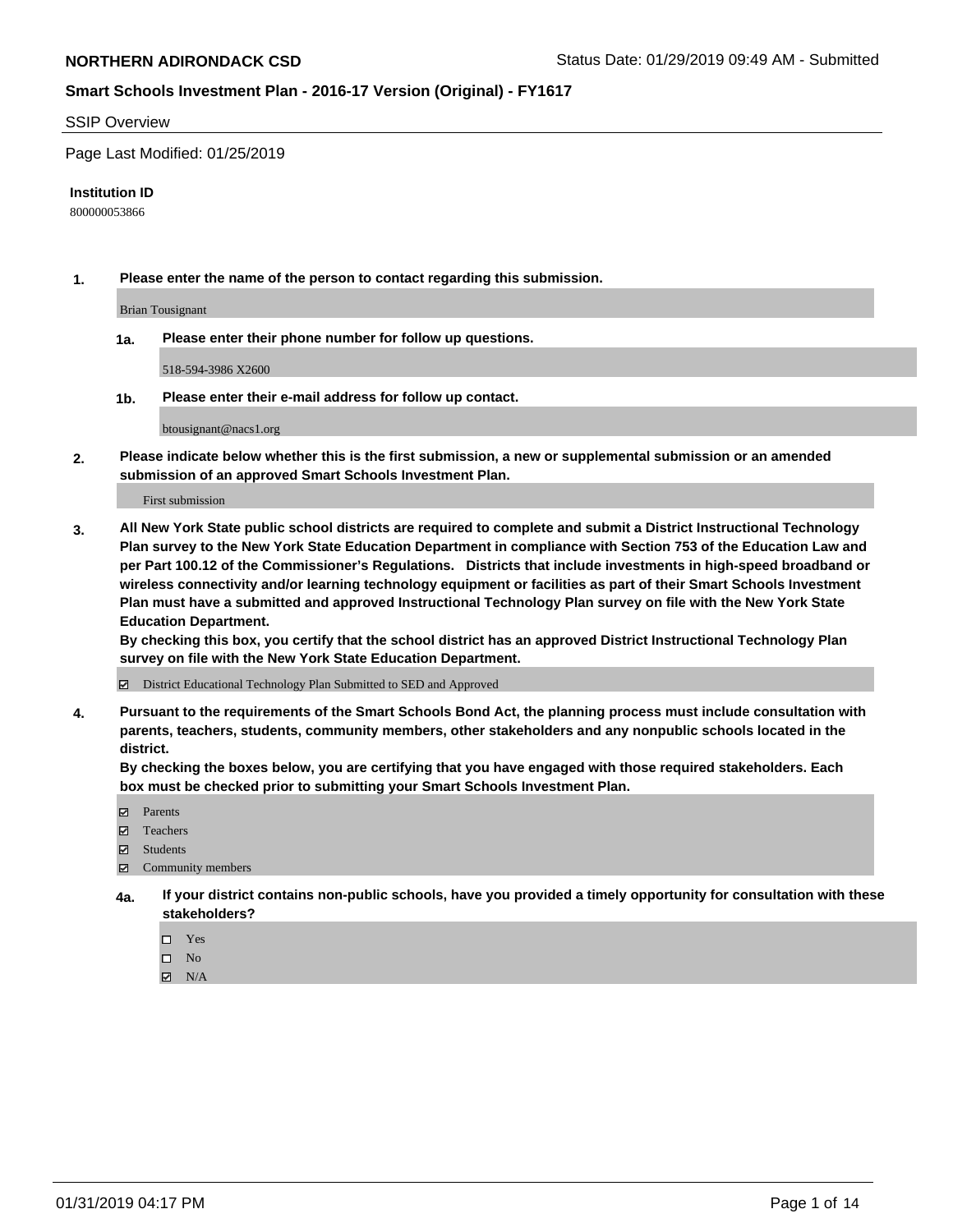**NORTHERN ADIRONDACK CSD**

Status Date: 01/29/2019 09:49 AM - Submitted

## Smart Schools Investment Plan - 2016-17 Version (Original) - FY1617

SSIP Overview

Page Last Modified: 01/25/2019

**Institution ID**

800000053866

**1. Please enter the name of the person to contact regarding this submission.**

Brian Tousignant

**1a. Please enter their phone number for follow up questions.**

518-594-3986 X2600

**1b. Please enter their e-mail address for follow up contact.**

btousignant@nacs1.org

**2. Please indicate below whether this is the first submission, a new or supplemental submission or an amended submission of an approved Smart Schools Investment Plan.**

First submission

**3. All New York State public school districts are required to complete and submit a District Instructional Technology Plan survey to the New York State Education Department in compliance with Section 753 of the Education Law and per Part 100.12 of the Commissioner's Regulations. Districts that include investments in high-speed broadband or wireless connectivity and/or learning technology equipment or facilities as part of their Smart Schools Investment Plan must have a submitted and approved Instructional Technology Plan survey on file with the New York State Education Department.**
**By checking this box, you certify that the school district has an approved District Instructional Technology Plan survey on file with the New York State Education Department.**

☑ District Educational Technology Plan Submitted to SED and Approved

**4. Pursuant to the requirements of the Smart Schools Bond Act, the planning process must include consultation with parents, teachers, students, community members, other stakeholders and any nonpublic schools located in the district.**
**By checking the boxes below, you are certifying that you have engaged with those required stakeholders. Each box must be checked prior to submitting your Smart Schools Investment Plan.**

☑ Parents
☑ Teachers
☑ Students
☑ Community members

**4a. If your district contains non-public schools, have you provided a timely opportunity for consultation with these stakeholders?**

☐ Yes
☐ No
☑ N/A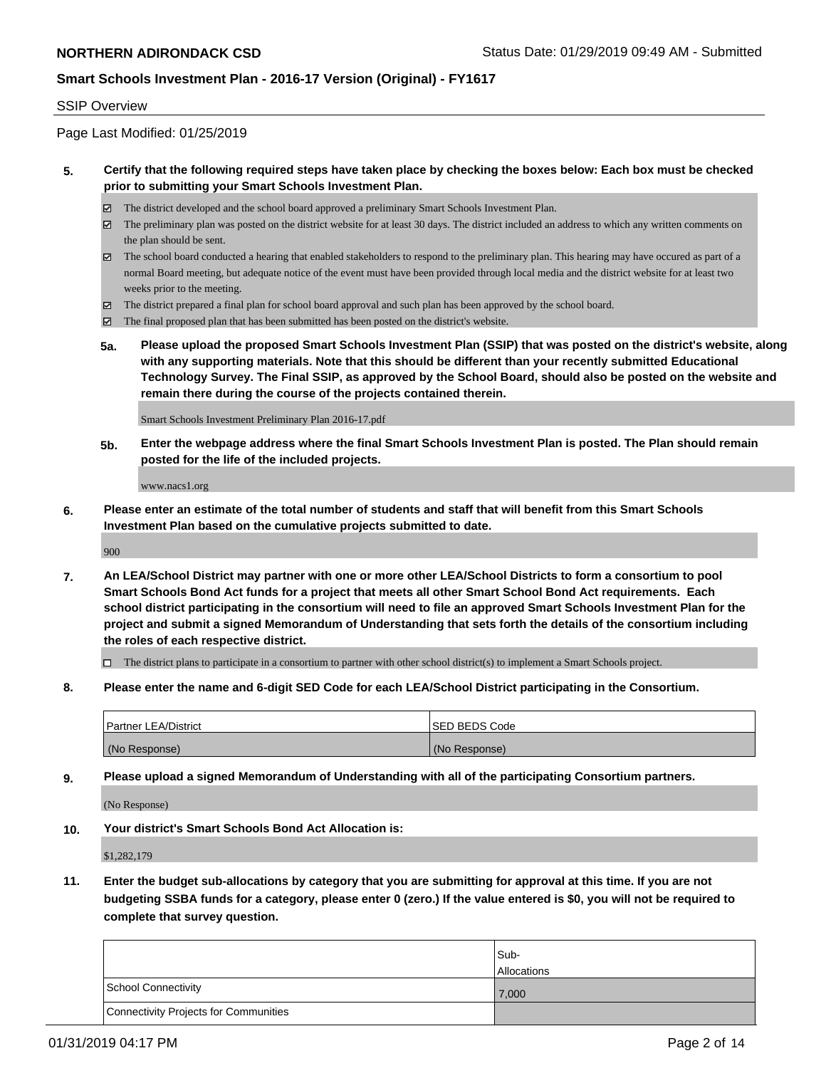**NORTHERN ADIRONDACK CSD** Status Date: 01/29/2019 09:49 AM - Submitted

**Smart Schools Investment Plan - 2016-17 Version (Original) - FY1617**

SSIP Overview

Page Last Modified: 01/25/2019

**5. Certify that the following required steps have taken place by checking the boxes below: Each box must be checked prior to submitting your Smart Schools Investment Plan.**

- ☑ The district developed and the school board approved a preliminary Smart Schools Investment Plan.
- ☑ The preliminary plan was posted on the district website for at least 30 days. The district included an address to which any written comments on the plan should be sent.
- ☑ The school board conducted a hearing that enabled stakeholders to respond to the preliminary plan. This hearing may have occured as part of a normal Board meeting, but adequate notice of the event must have been provided through local media and the district website for at least two weeks prior to the meeting.
- ☑ The district prepared a final plan for school board approval and such plan has been approved by the school board.
- ☑ The final proposed plan that has been submitted has been posted on the district's website.

**5a. Please upload the proposed Smart Schools Investment Plan (SSIP) that was posted on the district's website, along with any supporting materials. Note that this should be different than your recently submitted Educational Technology Survey. The Final SSIP, as approved by the School Board, should also be posted on the website and remain there during the course of the projects contained therein.**

Smart Schools Investment Preliminary Plan 2016-17.pdf

**5b. Enter the webpage address where the final Smart Schools Investment Plan is posted. The Plan should remain posted for the life of the included projects.**

www.nacs1.org

**6. Please enter an estimate of the total number of students and staff that will benefit from this Smart Schools Investment Plan based on the cumulative projects submitted to date.**

900

**7. An LEA/School District may partner with one or more other LEA/School Districts to form a consortium to pool Smart Schools Bond Act funds for a project that meets all other Smart School Bond Act requirements. Each school district participating in the consortium will need to file an approved Smart Schools Investment Plan for the project and submit a signed Memorandum of Understanding that sets forth the details of the consortium including the roles of each respective district.**

- ☐ The district plans to participate in a consortium to partner with other school district(s) to implement a Smart Schools project.

**8. Please enter the name and 6-digit SED Code for each LEA/School District participating in the Consortium.**

| Partner LEA/District | SED BEDS Code |
|---|---|
| (No Response) | (No Response) |

**9. Please upload a signed Memorandum of Understanding with all of the participating Consortium partners.**

(No Response)

**10. Your district's Smart Schools Bond Act Allocation is:**

$1,282,179

**11. Enter the budget sub-allocations by category that you are submitting for approval at this time. If you are not budgeting SSBA funds for a category, please enter 0 (zero.) If the value entered is $0, you will not be required to complete that survey question.**

| | Sub-Allocations |
|---|---|
| School Connectivity | 7,000 |
| Connectivity Projects for Communities | |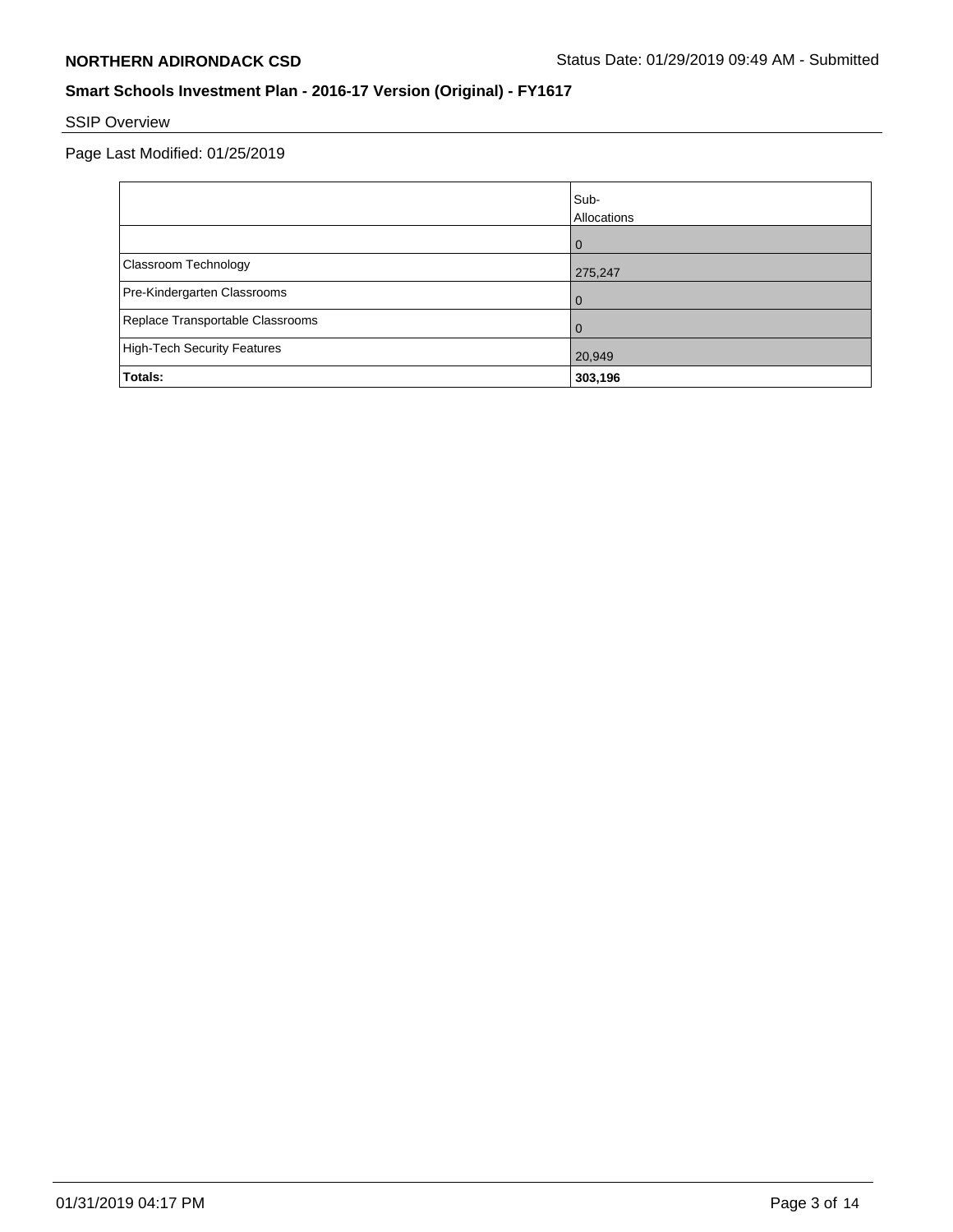## Smart Schools Investment Plan - 2016-17 Version (Original) - FY1617

SSIP Overview

Page Last Modified: 01/25/2019

| | Sub-Allocations |
|---|---|
| | 0 |
| Classroom Technology | 275,247 |
| Pre-Kindergarten Classrooms | 0 |
| Replace Transportable Classrooms | 0 |
| High-Tech Security Features | 20,949 |
| **Totals:** | **303,196** |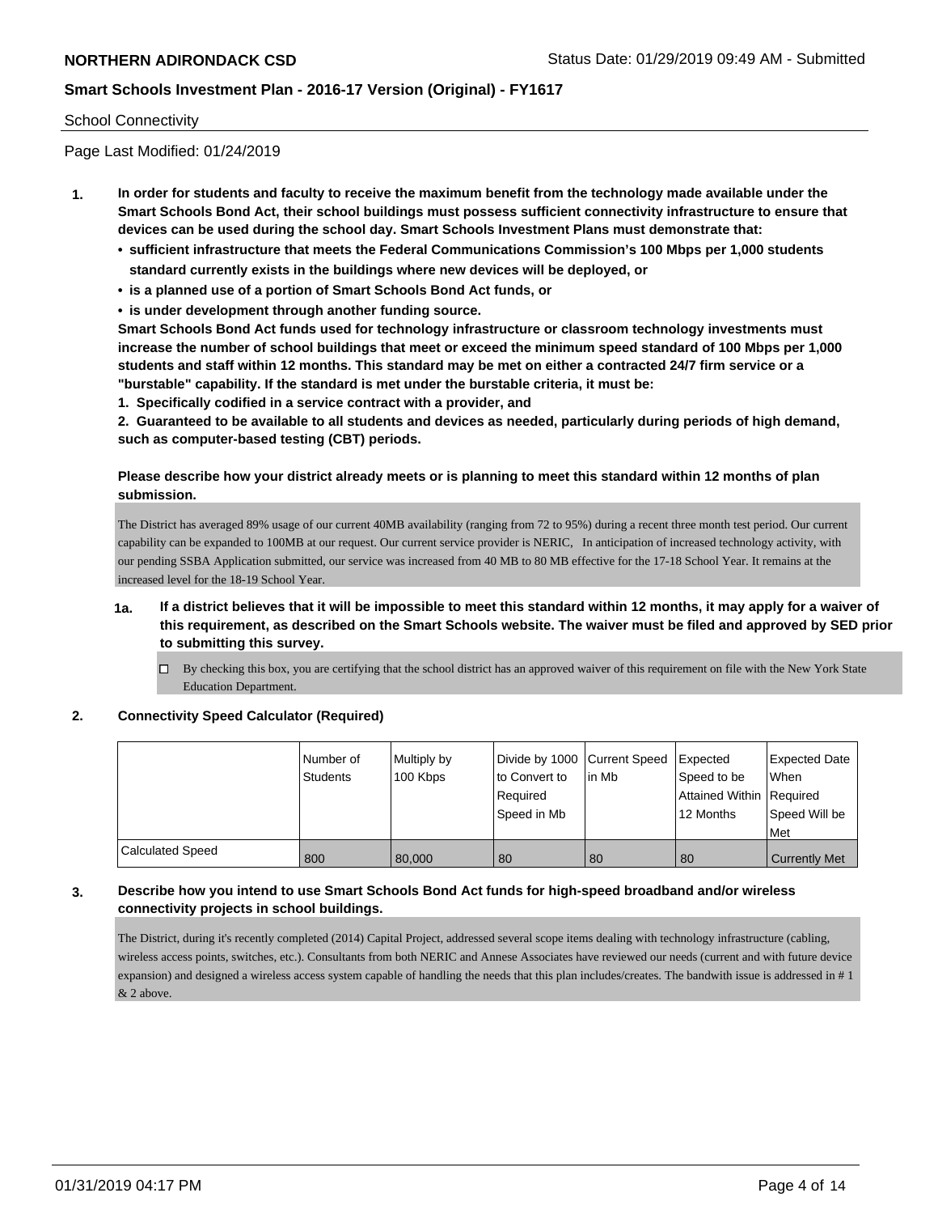School Connectivity

Page Last Modified: 01/24/2019

**1. In order for students and faculty to receive the maximum benefit from the technology made available under the Smart Schools Bond Act, their school buildings must possess sufficient connectivity infrastructure to ensure that devices can be used during the school day. Smart Schools Investment Plans must demonstrate that:**

- **sufficient infrastructure that meets the Federal Communications Commission's 100 Mbps per 1,000 students standard currently exists in the buildings where new devices will be deployed, or**
- **is a planned use of a portion of Smart Schools Bond Act funds, or**
- **is under development through another funding source.**

**Smart Schools Bond Act funds used for technology infrastructure or classroom technology investments must increase the number of school buildings that meet or exceed the minimum speed standard of 100 Mbps per 1,000 students and staff within 12 months. This standard may be met on either a contracted 24/7 firm service or a "burstable" capability. If the standard is met under the burstable criteria, it must be:**

**1. Specifically codified in a service contract with a provider, and**

**2. Guaranteed to be available to all students and devices as needed, particularly during periods of high demand, such as computer-based testing (CBT) periods.**

**Please describe how your district already meets or is planning to meet this standard within 12 months of plan submission.**

The District has averaged 89% usage of our current 40MB availability (ranging from 72 to 95%) during a recent three month test period. Our current capability can be expanded to 100MB at our request. Our current service provider is NERIC, In anticipation of increased technology activity, with our pending SSBA Application submitted, our service was increased from 40 MB to 80 MB effective for the 17-18 School Year. It remains at the increased level for the 18-19 School Year.

**1a. If a district believes that it will be impossible to meet this standard within 12 months, it may apply for a waiver of this requirement, as described on the Smart Schools website. The waiver must be filed and approved by SED prior to submitting this survey.**

☐ By checking this box, you are certifying that the school district has an approved waiver of this requirement on file with the New York State Education Department.

**2. Connectivity Speed Calculator (Required)**

| | Number of Students | Multiply by 100 Kbps | Divide by 1000 to Convert to Required Speed in Mb | Current Speed in Mb | Expected Speed to be Attained Within 12 Months | Expected Date When Required Speed Will be Met |
|---|---|---|---|---|---|---|
| Calculated Speed | 800 | 80,000 | 80 | 80 | 80 | Currently Met |

**3. Describe how you intend to use Smart Schools Bond Act funds for high-speed broadband and/or wireless connectivity projects in school buildings.**

The District, during it's recently completed (2014) Capital Project, addressed several scope items dealing with technology infrastructure (cabling, wireless access points, switches, etc.). Consultants from both NERIC and Annese Associates have reviewed our needs (current and with future device expansion) and designed a wireless access system capable of handling the needs that this plan includes/creates. The bandwith issue is addressed in # 1 & 2 above.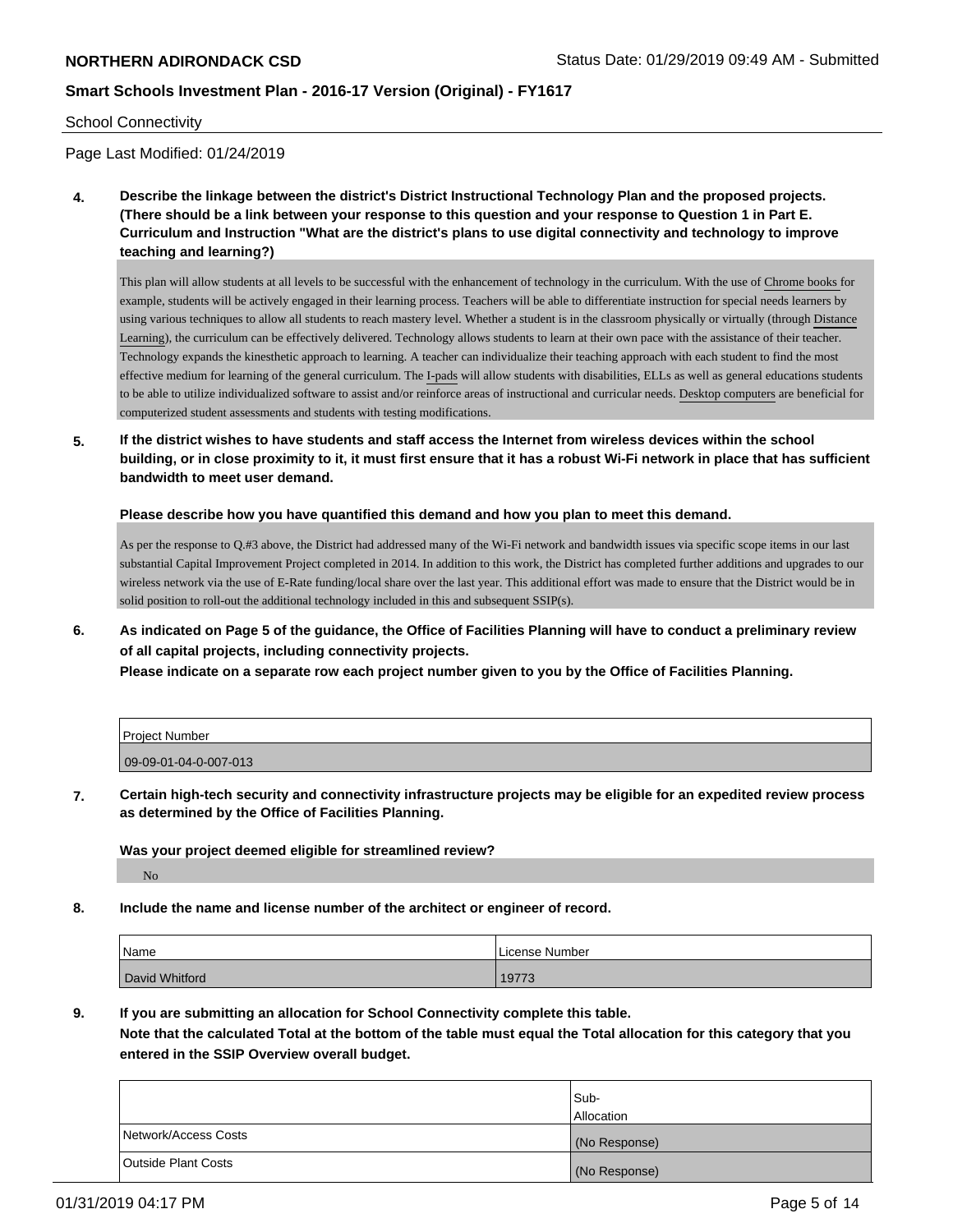School Connectivity

Page Last Modified: 01/24/2019

**4. Describe the linkage between the district's District Instructional Technology Plan and the proposed projects. (There should be a link between your response to this question and your response to Question 1 in Part E. Curriculum and Instruction "What are the district's plans to use digital connectivity and technology to improve teaching and learning?)**

This plan will allow students at all levels to be successful with the enhancement of technology in the curriculum. With the use of Chrome books for example, students will be actively engaged in their learning process. Teachers will be able to differentiate instruction for special needs learners by using various techniques to allow all students to reach mastery level. Whether a student is in the classroom physically or virtually (through Distance Learning), the curriculum can be effectively delivered. Technology allows students to learn at their own pace with the assistance of their teacher. Technology expands the kinesthetic approach to learning. A teacher can individualize their teaching approach with each student to find the most effective medium for learning of the general curriculum. The I-pads will allow students with disabilities, ELLs as well as general educations students to be able to utilize individualized software to assist and/or reinforce areas of instructional and curricular needs. Desktop computers are beneficial for computerized student assessments and students with testing modifications.

**5. If the district wishes to have students and staff access the Internet from wireless devices within the school building, or in close proximity to it, it must first ensure that it has a robust Wi-Fi network in place that has sufficient bandwidth to meet user demand.**

**Please describe how you have quantified this demand and how you plan to meet this demand.**

As per the response to Q.#3 above, the District had addressed many of the Wi-Fi network and bandwidth issues via specific scope items in our last substantial Capital Improvement Project completed in 2014. In addition to this work, the District has completed further additions and upgrades to our wireless network via the use of E-Rate funding/local share over the last year. This additional effort was made to ensure that the District would be in solid position to roll-out the additional technology included in this and subsequent SSIP(s).

**6. As indicated on Page 5 of the guidance, the Office of Facilities Planning will have to conduct a preliminary review of all capital projects, including connectivity projects.**

**Please indicate on a separate row each project number given to you by the Office of Facilities Planning.**

| Project Number |
|---|
| 09-09-01-04-0-007-013 |

**7. Certain high-tech security and connectivity infrastructure projects may be eligible for an expedited review process as determined by the Office of Facilities Planning.**

**Was your project deemed eligible for streamlined review?**

No

**8. Include the name and license number of the architect or engineer of record.**

| Name | License Number |
|---|---|
| David Whitford | 19773 |

**9. If you are submitting an allocation for School Connectivity complete this table.**
**Note that the calculated Total at the bottom of the table must equal the Total allocation for this category that you entered in the SSIP Overview overall budget.**

| | Sub-Allocation |
|---|---|
| Network/Access Costs | (No Response) |
| Outside Plant Costs | (No Response) |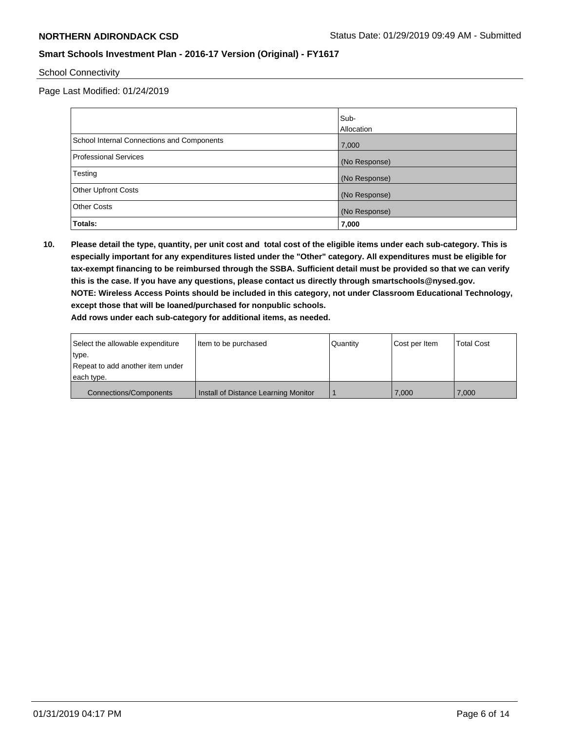School Connectivity

Page Last Modified: 01/24/2019

| | Sub-Allocation |
|---|---|
| School Internal Connections and Components | 7,000 |
| Professional Services | (No Response) |
| Testing | (No Response) |
| Other Upfront Costs | (No Response) |
| Other Costs | (No Response) |
| **Totals:** | **7,000** |

**10. Please detail the type, quantity, per unit cost and total cost of the eligible items under each sub-category. This is especially important for any expenditures listed under the "Other" category. All expenditures must be eligible for tax-exempt financing to be reimbursed through the SSBA. Sufficient detail must be provided so that we can verify this is the case. If you have any questions, please contact us directly through smartschools@nysed.gov.**
**NOTE: Wireless Access Points should be included in this category, not under Classroom Educational Technology, except those that will be loaned/purchased for nonpublic schools.**
**Add rows under each sub-category for additional items, as needed.**

| Select the allowable expenditure type. Repeat to add another item under each type. | Item to be purchased | Quantity | Cost per Item | Total Cost |
|---|---|---|---|---|
| Connections/Components | Install of Distance Learning Monitor | 1 | 7,000 | 7,000 |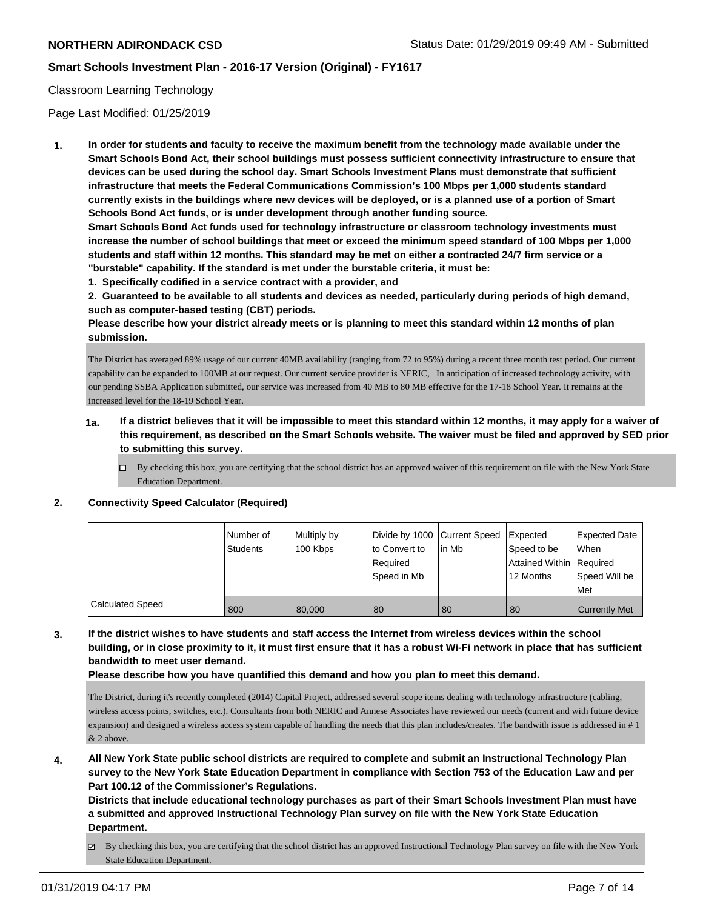Classroom Learning Technology

Page Last Modified: 01/25/2019

**1. In order for students and faculty to receive the maximum benefit from the technology made available under the Smart Schools Bond Act, their school buildings must possess sufficient connectivity infrastructure to ensure that devices can be used during the school day. Smart Schools Investment Plans must demonstrate that sufficient infrastructure that meets the Federal Communications Commission's 100 Mbps per 1,000 students standard currently exists in the buildings where new devices will be deployed, or is a planned use of a portion of Smart Schools Bond Act funds, or is under development through another funding source.**

**Smart Schools Bond Act funds used for technology infrastructure or classroom technology investments must increase the number of school buildings that meet or exceed the minimum speed standard of 100 Mbps per 1,000 students and staff within 12 months. This standard may be met on either a contracted 24/7 firm service or a "burstable" capability. If the standard is met under the burstable criteria, it must be:**

**1. Specifically codified in a service contract with a provider, and**

**2. Guaranteed to be available to all students and devices as needed, particularly during periods of high demand, such as computer-based testing (CBT) periods.**

**Please describe how your district already meets or is planning to meet this standard within 12 months of plan submission.**

The District has averaged 89% usage of our current 40MB availability (ranging from 72 to 95%) during a recent three month test period. Our current capability can be expanded to 100MB at our request. Our current service provider is NERIC, In anticipation of increased technology activity, with our pending SSBA Application submitted, our service was increased from 40 MB to 80 MB effective for the 17-18 School Year. It remains at the increased level for the 18-19 School Year.

**1a. If a district believes that it will be impossible to meet this standard within 12 months, it may apply for a waiver of this requirement, as described on the Smart Schools website. The waiver must be filed and approved by SED prior to submitting this survey.**

☐ By checking this box, you are certifying that the school district has an approved waiver of this requirement on file with the New York State Education Department.

**2. Connectivity Speed Calculator (Required)**

| | Number of Students | Multiply by 100 Kbps | Divide by 1000 to Convert to Required Speed in Mb | Current Speed in Mb | Expected Speed to be Attained Within 12 Months | Expected Date When Required Speed Will be Met |
|---|---|---|---|---|---|---|
| Calculated Speed | 800 | 80,000 | 80 | 80 | 80 | Currently Met |

**3. If the district wishes to have students and staff access the Internet from wireless devices within the school building, or in close proximity to it, it must first ensure that it has a robust Wi-Fi network in place that has sufficient bandwidth to meet user demand.**

**Please describe how you have quantified this demand and how you plan to meet this demand.**

The District, during it's recently completed (2014) Capital Project, addressed several scope items dealing with technology infrastructure (cabling, wireless access points, switches, etc.). Consultants from both NERIC and Annese Associates have reviewed our needs (current and with future device expansion) and designed a wireless access system capable of handling the needs that this plan includes/creates. The bandwith issue is addressed in # 1 & 2 above.

**4. All New York State public school districts are required to complete and submit an Instructional Technology Plan survey to the New York State Education Department in compliance with Section 753 of the Education Law and per Part 100.12 of the Commissioner's Regulations.**

**Districts that include educational technology purchases as part of their Smart Schools Investment Plan must have a submitted and approved Instructional Technology Plan survey on file with the New York State Education Department.**

☑ By checking this box, you are certifying that the school district has an approved Instructional Technology Plan survey on file with the New York State Education Department.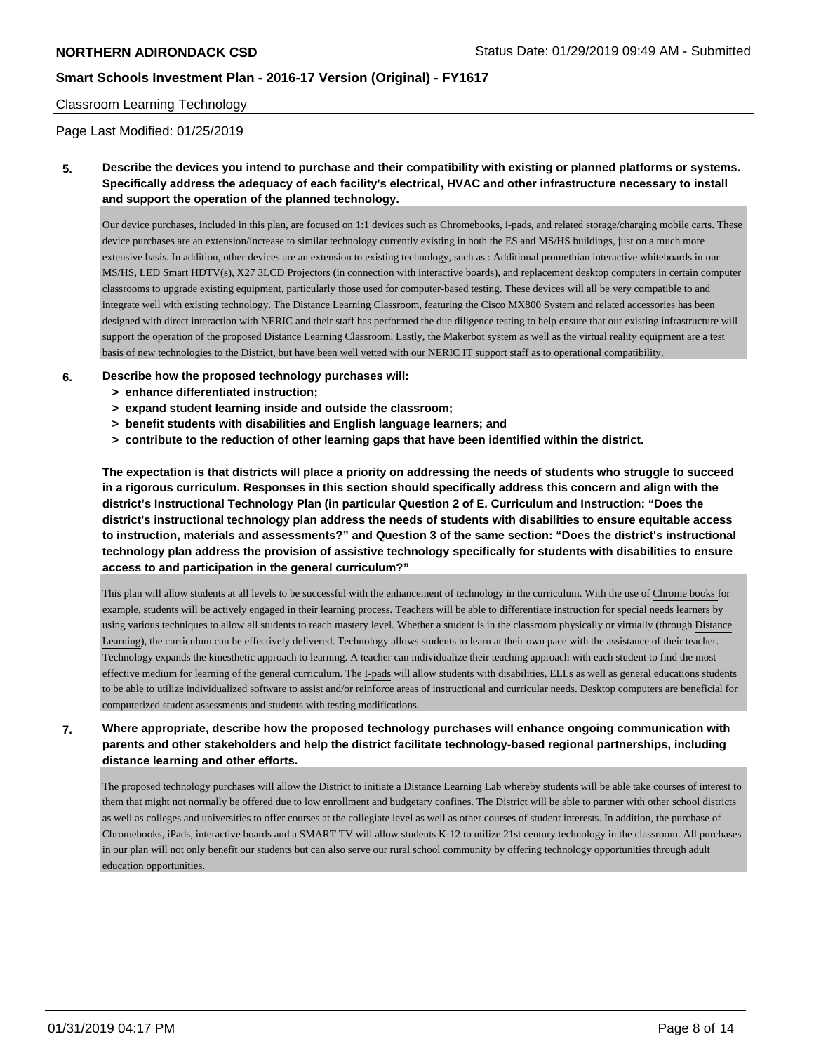Classroom Learning Technology

Page Last Modified: 01/25/2019

**5. Describe the devices you intend to purchase and their compatibility with existing or planned platforms or systems. Specifically address the adequacy of each facility's electrical, HVAC and other infrastructure necessary to install and support the operation of the planned technology.**

Our device purchases, included in this plan, are focused on 1:1 devices such as Chromebooks, i-pads, and related storage/charging mobile carts. These device purchases are an extension/increase to similar technology currently existing in both the ES and MS/HS buildings, just on a much more extensive basis. In addition, other devices are an extension to existing technology, such as : Additional promethian interactive whiteboards in our MS/HS, LED Smart HDTV(s), X27 3LCD Projectors (in connection with interactive boards), and replacement desktop computers in certain computer classrooms to upgrade existing equipment, particularly those used for computer-based testing. These devices will all be very compatible to and integrate well with existing technology. The Distance Learning Classroom, featuring the Cisco MX800 System and related accessories has been designed with direct interaction with NERIC and their staff has performed the due diligence testing to help ensure that our existing infrastructure will support the operation of the proposed Distance Learning Classroom. Lastly, the Makerbot system as well as the virtual reality equipment are a test basis of new technologies to the District, but have been well vetted with our NERIC IT support staff as to operational compatibility.

**6. Describe how the proposed technology purchases will:**
- **> enhance differentiated instruction;**
- **> expand student learning inside and outside the classroom;**
- **> benefit students with disabilities and English language learners; and**
- **> contribute to the reduction of other learning gaps that have been identified within the district.**

**The expectation is that districts will place a priority on addressing the needs of students who struggle to succeed in a rigorous curriculum. Responses in this section should specifically address this concern and align with the district's Instructional Technology Plan (in particular Question 2 of E. Curriculum and Instruction: "Does the district's instructional technology plan address the needs of students with disabilities to ensure equitable access to instruction, materials and assessments?" and Question 3 of the same section: "Does the district's instructional technology plan address the provision of assistive technology specifically for students with disabilities to ensure access to and participation in the general curriculum?"**

This plan will allow students at all levels to be successful with the enhancement of technology in the curriculum. With the use of Chrome books for example, students will be actively engaged in their learning process. Teachers will be able to differentiate instruction for special needs learners by using various techniques to allow all students to reach mastery level. Whether a student is in the classroom physically or virtually (through Distance Learning), the curriculum can be effectively delivered. Technology allows students to learn at their own pace with the assistance of their teacher. Technology expands the kinesthetic approach to learning. A teacher can individualize their teaching approach with each student to find the most effective medium for learning of the general curriculum. The I-pads will allow students with disabilities, ELLs as well as general educations students to be able to utilize individualized software to assist and/or reinforce areas of instructional and curricular needs. Desktop computers are beneficial for computerized student assessments and students with testing modifications.

**7. Where appropriate, describe how the proposed technology purchases will enhance ongoing communication with parents and other stakeholders and help the district facilitate technology-based regional partnerships, including distance learning and other efforts.**

The proposed technology purchases will allow the District to initiate a Distance Learning Lab whereby students will be able take courses of interest to them that might not normally be offered due to low enrollment and budgetary confines. The District will be able to partner with other school districts as well as colleges and universities to offer courses at the collegiate level as well as other courses of student interests. In addition, the purchase of Chromebooks, iPads, interactive boards and a SMART TV will allow students K-12 to utilize 21st century technology in the classroom. All purchases in our plan will not only benefit our students but can also serve our rural school community by offering technology opportunities through adult education opportunities.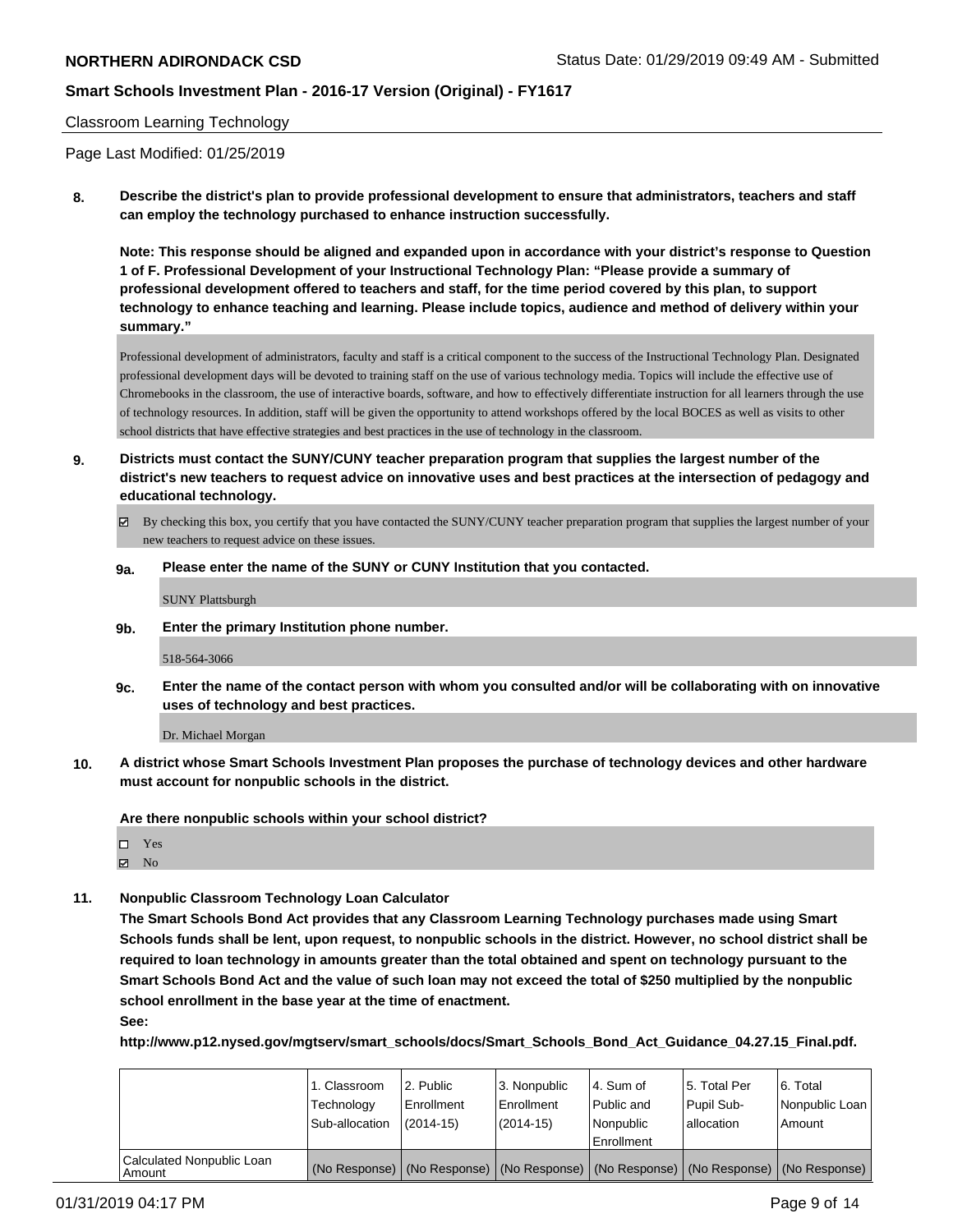Classroom Learning Technology

Page Last Modified: 01/25/2019

**8. Describe the district's plan to provide professional development to ensure that administrators, teachers and staff can employ the technology purchased to enhance instruction successfully.**

**Note: This response should be aligned and expanded upon in accordance with your district's response to Question 1 of F. Professional Development of your Instructional Technology Plan: "Please provide a summary of professional development offered to teachers and staff, for the time period covered by this plan, to support technology to enhance teaching and learning. Please include topics, audience and method of delivery within your summary."**

Professional development of administrators, faculty and staff is a critical component to the success of the Instructional Technology Plan. Designated professional development days will be devoted to training staff on the use of various technology media. Topics will include the effective use of Chromebooks in the classroom, the use of interactive boards, software, and how to effectively differentiate instruction for all learners through the use of technology resources. In addition, staff will be given the opportunity to attend workshops offered by the local BOCES as well as visits to other school districts that have effective strategies and best practices in the use of technology in the classroom.

**9. Districts must contact the SUNY/CUNY teacher preparation program that supplies the largest number of the district's new teachers to request advice on innovative uses and best practices at the intersection of pedagogy and educational technology.**

☑ By checking this box, you certify that you have contacted the SUNY/CUNY teacher preparation program that supplies the largest number of your new teachers to request advice on these issues.

**9a. Please enter the name of the SUNY or CUNY Institution that you contacted.**

SUNY Plattsburgh

**9b. Enter the primary Institution phone number.**

518-564-3066

**9c. Enter the name of the contact person with whom you consulted and/or will be collaborating with on innovative uses of technology and best practices.**

Dr. Michael Morgan

**10. A district whose Smart Schools Investment Plan proposes the purchase of technology devices and other hardware must account for nonpublic schools in the district.**

**Are there nonpublic schools within your school district?**

☐ Yes
☑ No

**11. Nonpublic Classroom Technology Loan Calculator**

**The Smart Schools Bond Act provides that any Classroom Learning Technology purchases made using Smart Schools funds shall be lent, upon request, to nonpublic schools in the district. However, no school district shall be required to loan technology in amounts greater than the total obtained and spent on technology pursuant to the Smart Schools Bond Act and the value of such loan may not exceed the total of $250 multiplied by the nonpublic school enrollment in the base year at the time of enactment.**

**See:**

**http://www.p12.nysed.gov/mgtserv/smart_schools/docs/Smart_Schools_Bond_Act_Guidance_04.27.15_Final.pdf.**

| | 1. Classroom Technology Sub-allocation | 2. Public Enrollment (2014-15) | 3. Nonpublic Enrollment (2014-15) | 4. Sum of Public and Nonpublic Enrollment | 5. Total Per Pupil Sub-allocation | 6. Total Nonpublic Loan Amount |
|---|---|---|---|---|---|---|
| Calculated Nonpublic Loan Amount | (No Response) | (No Response) | (No Response) | (No Response) | (No Response) | (No Response) |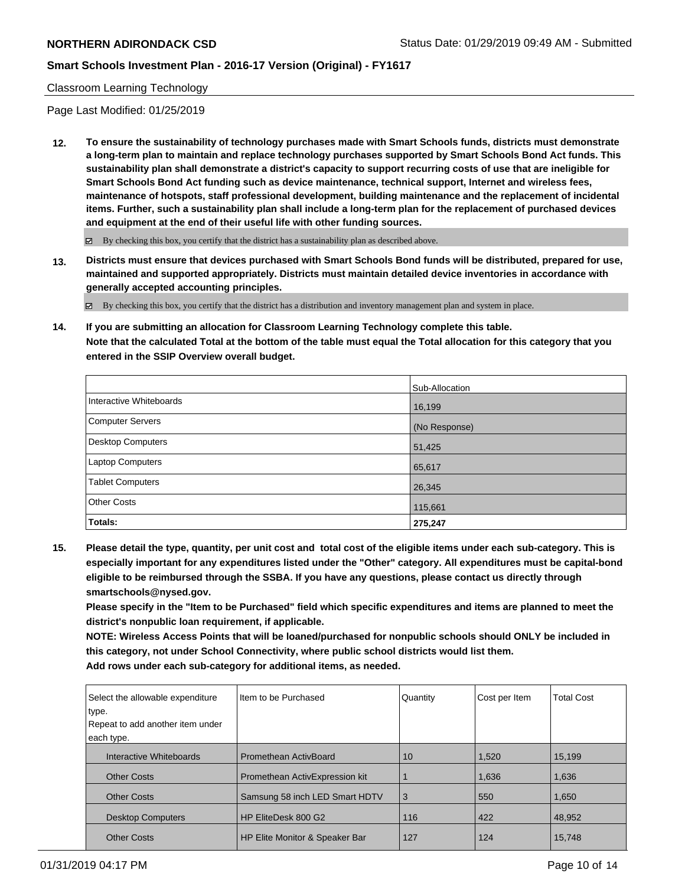Classroom Learning Technology

Page Last Modified: 01/25/2019

**12. To ensure the sustainability of technology purchases made with Smart Schools funds, districts must demonstrate a long-term plan to maintain and replace technology purchases supported by Smart Schools Bond Act funds. This sustainability plan shall demonstrate a district's capacity to support recurring costs of use that are ineligible for Smart Schools Bond Act funding such as device maintenance, technical support, Internet and wireless fees, maintenance of hotspots, staff professional development, building maintenance and the replacement of incidental items. Further, such a sustainability plan shall include a long-term plan for the replacement of purchased devices and equipment at the end of their useful life with other funding sources.**

☑ By checking this box, you certify that the district has a sustainability plan as described above.

**13. Districts must ensure that devices purchased with Smart Schools Bond funds will be distributed, prepared for use, maintained and supported appropriately. Districts must maintain detailed device inventories in accordance with generally accepted accounting principles.**

☑ By checking this box, you certify that the district has a distribution and inventory management plan and system in place.

**14. If you are submitting an allocation for Classroom Learning Technology complete this table.**
**Note that the calculated Total at the bottom of the table must equal the Total allocation for this category that you entered in the SSIP Overview overall budget.**

| | Sub-Allocation |
|---|---|
| Interactive Whiteboards | 16,199 |
| Computer Servers | (No Response) |
| Desktop Computers | 51,425 |
| Laptop Computers | 65,617 |
| Tablet Computers | 26,345 |
| Other Costs | 115,661 |
| **Totals:** | **275,247** |

**15. Please detail the type, quantity, per unit cost and total cost of the eligible items under each sub-category. This is especially important for any expenditures listed under the "Other" category. All expenditures must be capital-bond eligible to be reimbursed through the SSBA. If you have any questions, please contact us directly through smartschools@nysed.gov.**
**Please specify in the "Item to be Purchased" field which specific expenditures and items are planned to meet the district's nonpublic loan requirement, if applicable.**
**NOTE: Wireless Access Points that will be loaned/purchased for nonpublic schools should ONLY be included in this category, not under School Connectivity, where public school districts would list them.**
**Add rows under each sub-category for additional items, as needed.**

| Select the allowable expenditure type. Repeat to add another item under each type. | Item to be Purchased | Quantity | Cost per Item | Total Cost |
|---|---|---|---|---|
| Interactive Whiteboards | Promethean ActivBoard | 10 | 1,520 | 15,199 |
| Other Costs | Promethean ActivExpression kit | 1 | 1,636 | 1,636 |
| Other Costs | Samsung 58 inch LED Smart HDTV | 3 | 550 | 1,650 |
| Desktop Computers | HP EliteDesk 800 G2 | 116 | 422 | 48,952 |
| Other Costs | HP Elite Monitor & Speaker Bar | 127 | 124 | 15,748 |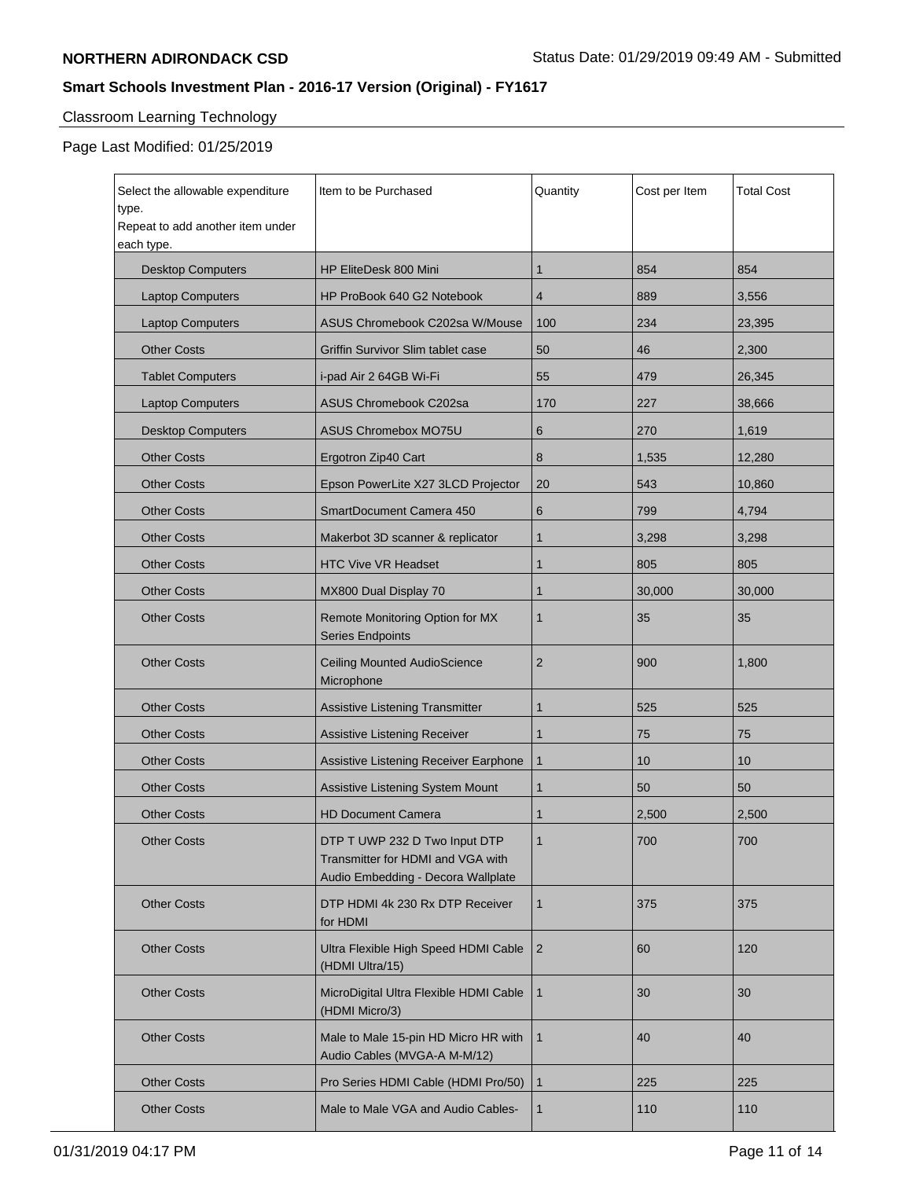## Smart Schools Investment Plan - 2016-17 Version (Original) - FY1617

Classroom Learning Technology

Page Last Modified: 01/25/2019

| Select the allowable expenditure type. Repeat to add another item under each type. | Item to be Purchased | Quantity | Cost per Item | Total Cost |
|---|---|---|---|---|
| Desktop Computers | HP EliteDesk 800 Mini | 1 | 854 | 854 |
| Laptop Computers | HP ProBook 640 G2 Notebook | 4 | 889 | 3,556 |
| Laptop Computers | ASUS Chromebook C202sa W/Mouse | 100 | 234 | 23,395 |
| Other Costs | Griffin Survivor Slim tablet case | 50 | 46 | 2,300 |
| Tablet Computers | i-pad Air 2 64GB Wi-Fi | 55 | 479 | 26,345 |
| Laptop Computers | ASUS Chromebook C202sa | 170 | 227 | 38,666 |
| Desktop Computers | ASUS Chromebox MO75U | 6 | 270 | 1,619 |
| Other Costs | Ergotron Zip40 Cart | 8 | 1,535 | 12,280 |
| Other Costs | Epson PowerLite X27 3LCD Projector | 20 | 543 | 10,860 |
| Other Costs | SmartDocument Camera 450 | 6 | 799 | 4,794 |
| Other Costs | Makerbot 3D scanner & replicator | 1 | 3,298 | 3,298 |
| Other Costs | HTC Vive VR Headset | 1 | 805 | 805 |
| Other Costs | MX800 Dual Display 70 | 1 | 30,000 | 30,000 |
| Other Costs | Remote Monitoring Option for MX Series Endpoints | 1 | 35 | 35 |
| Other Costs | Ceiling Mounted AudioScience Microphone | 2 | 900 | 1,800 |
| Other Costs | Assistive Listening Transmitter | 1 | 525 | 525 |
| Other Costs | Assistive Listening Receiver | 1 | 75 | 75 |
| Other Costs | Assistive Listening Receiver Earphone | 1 | 10 | 10 |
| Other Costs | Assistive Listening System Mount | 1 | 50 | 50 |
| Other Costs | HD Document Camera | 1 | 2,500 | 2,500 |
| Other Costs | DTP T UWP 232 D Two Input DTP Transmitter for HDMI and VGA with Audio Embedding - Decora Wallplate | 1 | 700 | 700 |
| Other Costs | DTP HDMI 4k 230 Rx DTP Receiver for HDMI | 1 | 375 | 375 |
| Other Costs | Ultra Flexible High Speed HDMI Cable (HDMI Ultra/15) | 2 | 60 | 120 |
| Other Costs | MicroDigital Ultra Flexible HDMI Cable (HDMI Micro/3) | 1 | 30 | 30 |
| Other Costs | Male to Male 15-pin HD Micro HR with Audio Cables (MVGA-A M-M/12) | 1 | 40 | 40 |
| Other Costs | Pro Series HDMI Cable (HDMI Pro/50) | 1 | 225 | 225 |
| Other Costs | Male to Male VGA and Audio Cables- | 1 | 110 | 110 |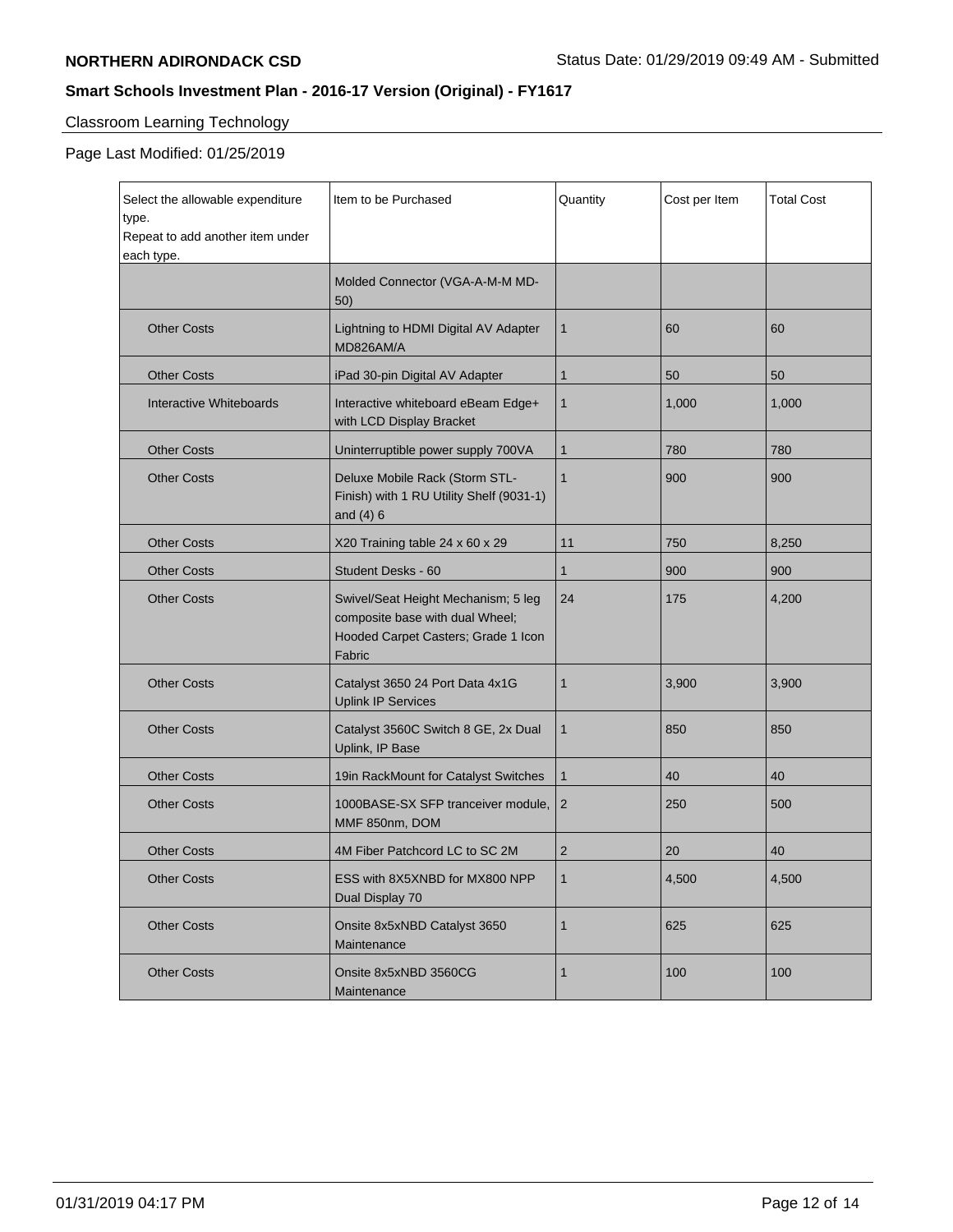Classroom Learning Technology

Page Last Modified: 01/25/2019

| Select the allowable expenditure type. Repeat to add another item under each type. | Item to be Purchased | Quantity | Cost per Item | Total Cost |
|---|---|---|---|---|
| | Molded Connector (VGA-A-M-M MD-50) | | | |
| Other Costs | Lightning to HDMI Digital AV Adapter MD826AM/A | 1 | 60 | 60 |
| Other Costs | iPad 30-pin Digital AV Adapter | 1 | 50 | 50 |
| Interactive Whiteboards | Interactive whiteboard eBeam Edge+ with LCD Display Bracket | 1 | 1,000 | 1,000 |
| Other Costs | Uninterruptible power supply 700VA | 1 | 780 | 780 |
| Other Costs | Deluxe Mobile Rack (Storm STL-Finish) with 1 RU Utility Shelf (9031-1) and (4) 6 | 1 | 900 | 900 |
| Other Costs | X20 Training table 24 x 60 x 29 | 11 | 750 | 8,250 |
| Other Costs | Student Desks - 60 | 1 | 900 | 900 |
| Other Costs | Swivel/Seat Height Mechanism; 5 leg composite base with dual Wheel; Hooded Carpet Casters; Grade 1 Icon Fabric | 24 | 175 | 4,200 |
| Other Costs | Catalyst 3650 24 Port Data 4x1G Uplink IP Services | 1 | 3,900 | 3,900 |
| Other Costs | Catalyst 3560C Switch 8 GE, 2x Dual Uplink, IP Base | 1 | 850 | 850 |
| Other Costs | 19in RackMount for Catalyst Switches | 1 | 40 | 40 |
| Other Costs | 1000BASE-SX SFP tranceiver module, MMF 850nm, DOM | 2 | 250 | 500 |
| Other Costs | 4M Fiber Patchcord LC to SC 2M | 2 | 20 | 40 |
| Other Costs | ESS with 8X5XNBD for MX800 NPP Dual Display 70 | 1 | 4,500 | 4,500 |
| Other Costs | Onsite 8x5xNBD Catalyst 3650 Maintenance | 1 | 625 | 625 |
| Other Costs | Onsite 8x5xNBD 3560CG Maintenance | 1 | 100 | 100 |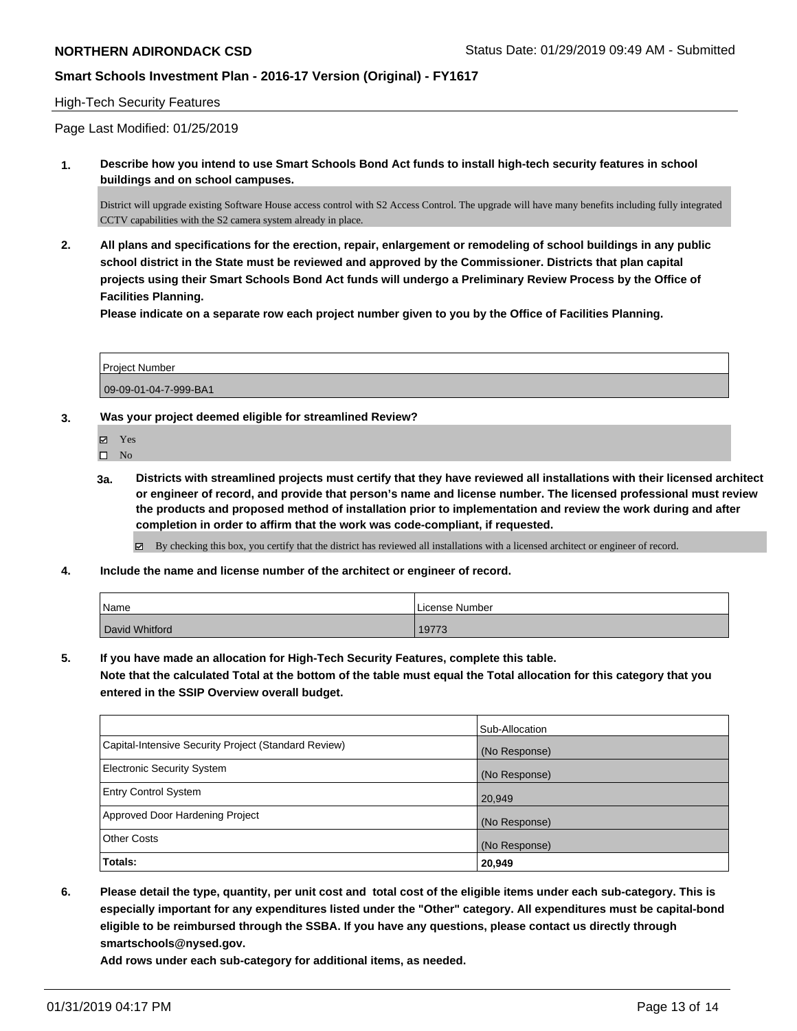## High-Tech Security Features

Page Last Modified: 01/25/2019

**1. Describe how you intend to use Smart Schools Bond Act funds to install high-tech security features in school buildings and on school campuses.**

District will upgrade existing Software House access control with S2 Access Control. The upgrade will have many benefits including fully integrated CCTV capabilities with the S2 camera system already in place.

**2. All plans and specifications for the erection, repair, enlargement or remodeling of school buildings in any public school district in the State must be reviewed and approved by the Commissioner. Districts that plan capital projects using their Smart Schools Bond Act funds will undergo a Preliminary Review Process by the Office of Facilities Planning.**

**Please indicate on a separate row each project number given to you by the Office of Facilities Planning.**

| Project Number |
| --- |
| 09-09-01-04-7-999-BA1 |

**3. Was your project deemed eligible for streamlined Review?**

- ☑ Yes
- ☐ No

**3a. Districts with streamlined projects must certify that they have reviewed all installations with their licensed architect or engineer of record, and provide that person's name and license number. The licensed professional must review the products and proposed method of installation prior to implementation and review the work during and after completion in order to affirm that the work was code-compliant, if requested.**

☑ By checking this box, you certify that the district has reviewed all installations with a licensed architect or engineer of record.

**4. Include the name and license number of the architect or engineer of record.**

| Name | License Number |
| --- | --- |
| David Whitford | 19773 |

**5. If you have made an allocation for High-Tech Security Features, complete this table.**
**Note that the calculated Total at the bottom of the table must equal the Total allocation for this category that you entered in the SSIP Overview overall budget.**

| | Sub-Allocation |
| --- | --- |
| Capital-Intensive Security Project (Standard Review) | (No Response) |
| Electronic Security System | (No Response) |
| Entry Control System | 20,949 |
| Approved Door Hardening Project | (No Response) |
| Other Costs | (No Response) |
| **Totals:** | **20,949** |

**6. Please detail the type, quantity, per unit cost and total cost of the eligible items under each sub-category. This is especially important for any expenditures listed under the "Other" category. All expenditures must be capital-bond eligible to be reimbursed through the SSBA. If you have any questions, please contact us directly through smartschools@nysed.gov.**
**Add rows under each sub-category for additional items, as needed.**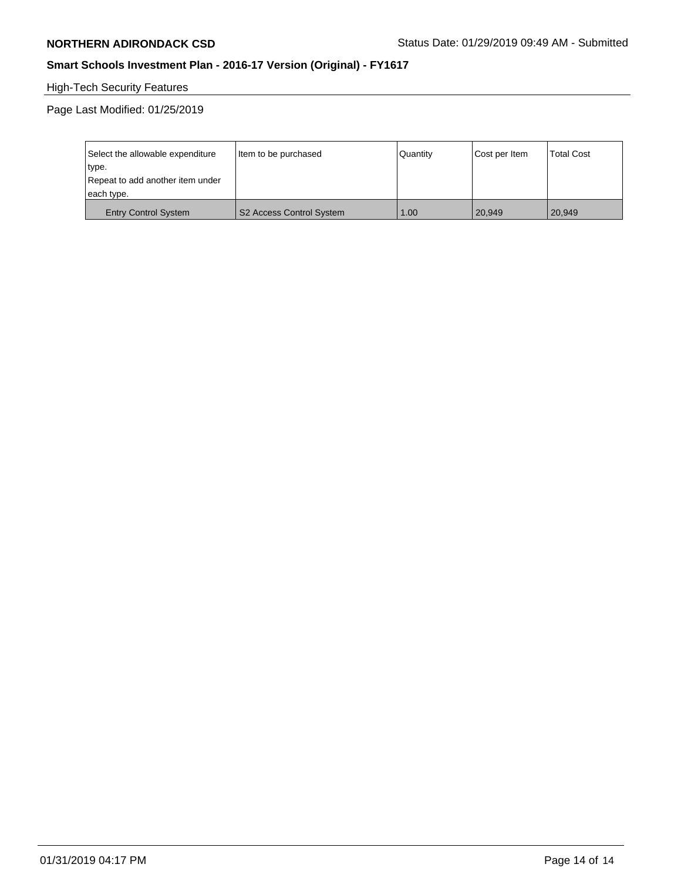High-Tech Security Features

Page Last Modified: 01/25/2019

| Select the allowable expenditure type. Repeat to add another item under each type. | Item to be purchased | Quantity | Cost per Item | Total Cost |
|---|---|---|---|---|
| Entry Control System | S2 Access Control System | 1.00 | 20,949 | 20,949 |